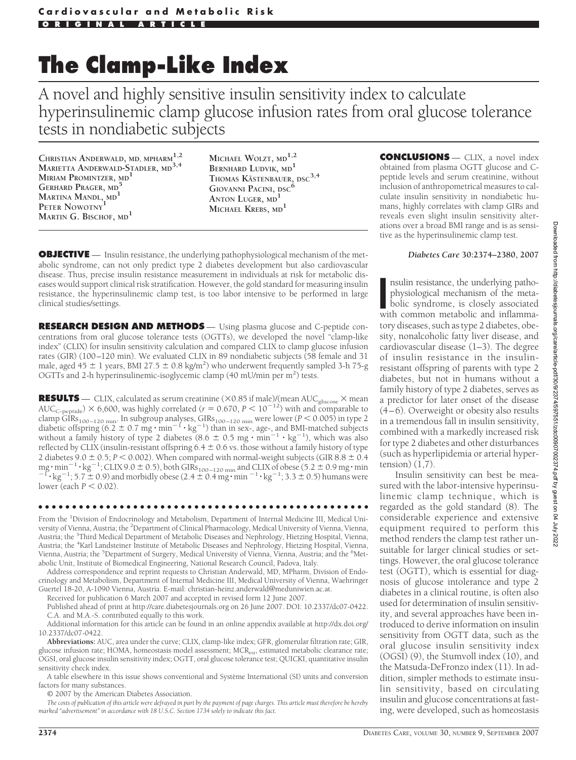**Cardiovascular and Metabolic Risk**

**ORIGINAL ARTICLE**

# The Clamp-Like Index

## A novel and highly sensitive insulin sensitivity index to calculate hyperinsulinemic clamp glucose infusion rates from oral glucose tolerance tests in nondiabetic subjects

CHRISTIAN ANDERWALD, MD, MPHARM[1,2]
MARIETTA ANDERWALD-STADLER, MD[3,4]
MIRIAM PROMINTZER, MD[1]
GERHARD PRAGER, MD[5]
MARTINA MANDL, MD[1]
PETER NOWOTNY[1]
MARTIN G. BISCHOF, MD[1]
MICHAEL WOLZT, MD[1,2]
BERNHARD LUDVIK, MD[1]
THOMAS KÄSTENBAUER, DSC[3,4]
GIOVANNI PACINI, DSC[6]
ANTON LUGER, MD[1]
MICHAEL KREBS, MD[1]

**OBJECTIVE** — Insulin resistance, the underlying pathophysiological mechanism of the metabolic syndrome, can not only predict type 2 diabetes development but also cardiovascular disease. Thus, precise insulin resistance measurement in individuals at risk for metabolic diseases would support clinical risk stratification. However, the gold standard for measuring insulin resistance, the hyperinsulinemic clamp test, is too labor intensive to be performed in large clinical studies/settings.

**RESEARCH DESIGN AND METHODS** — Using plasma glucose and C-peptide concentrations from oral glucose tolerance tests (OGTTs), we developed the novel "clamp-like index" (CLIX) for insulin sensitivity calculation and compared CLIX to clamp glucose infusion rates (GIR) (100–120 min). We evaluated CLIX in 89 nondiabetic subjects (58 female and 31 male, aged 45 ± 1 years, BMI 27.5 ± 0.8 kg/m$^2$) who underwent frequently sampled 3-h 75-g OGTTs and 2-h hyperinsulinemic-isoglycemic clamp (40 mU/min per m$^2$) tests.

**RESULTS** — CLIX, calculated as serum creatinine (×0.85 if male)/(mean AUC$_{glucose}$ × mean AUC$_{C\text{-peptide}}$) × 6,600, was highly correlated ($r = 0.670$, $P < 10^{-12}$) with and comparable to clamp GIRs$_{100–120\ min}$. In subgroup analyses, GIRs$_{100–120\ min}$ were lower ($P < 0.005$) in type 2 diabetic offspring (6.2 ± 0.7 mg · min$^{-1}$ · kg$^{-1}$) than in sex-, age-, and BMI-matched subjects without a family history of type 2 diabetes (8.6 ± 0.5 mg · min$^{-1}$ · kg$^{-1}$), which was also reflected by CLIX (insulin-resistant offspring 6.4 ± 0.6 vs. those without a family history of type 2 diabetes 9.0 ± 0.5; $P < 0.002$). When compared with normal-weight subjects (GIR 8.8 ± 0.4 mg · min$^{-1}$ · kg$^{-1}$; CLIX 9.0 ± 0.5), both GIRs$_{100–120\ min}$ and CLIX of obese (5.2 ± 0.9 mg · min$^{-1}$ · kg$^{-1}$; 5.7 ± 0.9) and morbidly obese (2.4 ± 0.4 mg · min$^{-1}$ · kg$^{-1}$; 3.3 ± 0.5) humans were lower (each $P < 0.02$).

**CONCLUSIONS** — CLIX, a novel index obtained from plasma OGTT glucose and C-peptide levels and serum creatinine, without inclusion of anthropometrical measures to calculate insulin sensitivity in nondiabetic humans, highly correlates with clamp GIRs and reveals even slight insulin sensitivity alterations over a broad BMI range and is as sensitive as the hyperinsulinemic clamp test.

***Diabetes Care* 30:2374–2380, 2007**

From the [1]Division of Endocrinology and Metabolism, Department of Internal Medicine III, Medical University of Vienna, Austria; the [2]Department of Clinical Pharmacology, Medical University of Vienna, Vienna, Austria; the [3]Third Medical Department of Metabolic Diseases and Nephrology, Hietzing Hospital, Vienna, Austria; the [4]Karl Landsteiner Institute of Metabolic Diseases and Nephrology, Hietzing Hospital, Vienna, Vienna, Austria; the [5]Department of Surgery, Medical University of Vienna, Vienna, Austria; and the [6]Metabolic Unit, Institute of Biomedical Engineering, National Research Council, Padova, Italy.

Address correspondence and reprint requests to Christian Anderwald, MD, MPharm, Division of Endocrinology and Metabolism, Department of Internal Medicine III, Medical University of Vienna, Waehringer Guertel 18-20, A-1090 Vienna, Austria. E-mail: christian-heinz.anderwald@meduniwien.ac.at.

Received for publication 6 March 2007 and accepted in revised form 12 June 2007.

Published ahead of print at http://care.diabetesjournals.org on 26 June 2007. DOI: 10.2337/dc07-0422.

C.A. and M.A.-S. contributed equally to this work.

Additional information for this article can be found in an online appendix available at http://dx.doi.org/10.2337/dc07-0422.

**Abbreviations:** AUC, area under the curve; CLIX, clamp-like index; GFR, glomerular filtration rate; GIR, glucose infusion rate; HOMA, homeostasis model assessment; MCR$_{est}$, estimated metabolic clearance rate; OGSI, oral glucose insulin sensitivity index; OGTT, oral glucose tolerance test; QUICKI, quantitative insulin sensitivity check index.

A table elsewhere in this issue shows conventional and Système International (SI) units and conversion factors for many substances.

© 2007 by the American Diabetes Association.

*The costs of publication of this article were defrayed in part by the payment of page charges. This article must therefore be hereby marked "advertisement" in accordance with 18 U.S.C. Section 1734 solely to indicate this fact.*

Insulin resistance, the underlying pathophysiological mechanism of the metabolic syndrome, is closely associated with common metabolic and inflammatory diseases, such as type 2 diabetes, obesity, nonalcoholic fatty liver disease, and cardiovascular disease (1–3). The degree of insulin resistance in the insulin-resistant offspring of parents with type 2 diabetes, but not in humans without a family history of type 2 diabetes, serves as a predictor for later onset of the disease (4–6). Overweight or obesity also results in a tremendous fall in insulin sensitivity, combined with a markedly increased risk for type 2 diabetes and other disturbances (such as hyperlipidemia or arterial hypertension) (1,7).

Insulin sensitivity can best be measured with the labor-intensive hyperinsulinemic clamp technique, which is regarded as the gold standard (8). The considerable experience and extensive equipment required to perform this method renders the clamp test rather unsuitable for larger clinical studies or settings. However, the oral glucose tolerance test (OGTT), which is essential for diagnosis of glucose intolerance and type 2 diabetes in a clinical routine, is often also used for determination of insulin sensitivity, and several approaches have been introduced to derive information on insulin sensitivity from OGTT data, such as the oral glucose insulin sensitivity index (OGSI) (9), the Stumvoll index (10), and the Matsuda-DeFronzo index (11). In addition, simpler methods to estimate insulin sensitivity, based on circulating insulin and glucose concentrations at fasting, were developed, such as homeostasis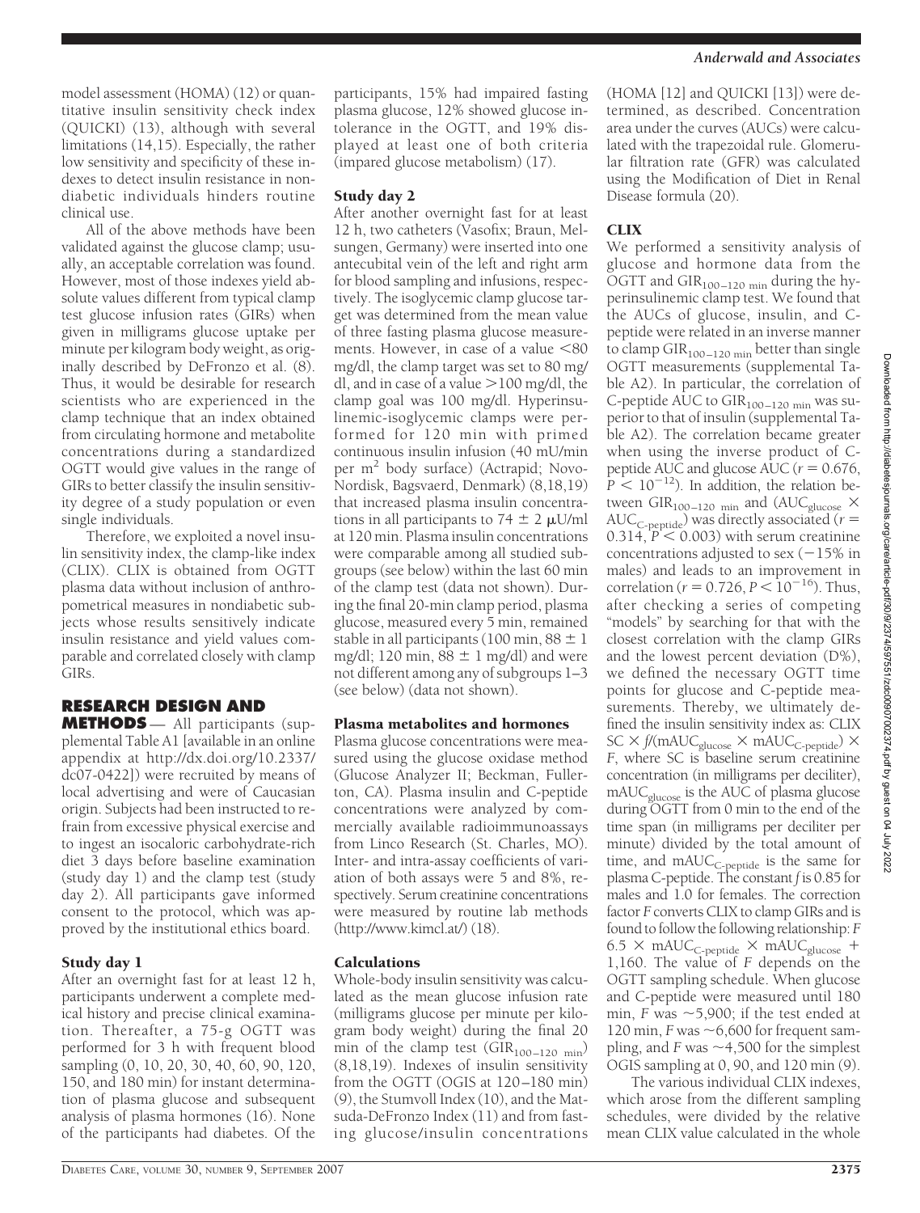model assessment (HOMA) (12) or quantitative insulin sensitivity check index (QUICKI) (13), although with several limitations (14,15). Especially, the rather low sensitivity and specificity of these indexes to detect insulin resistance in nondiabetic individuals hinders routine clinical use.

All of the above methods have been validated against the glucose clamp; usually, an acceptable correlation was found. However, most of those indexes yield absolute values different from typical clamp test glucose infusion rates (GIRs) when given in milligrams glucose uptake per minute per kilogram body weight, as originally described by DeFronzo et al. (8). Thus, it would be desirable for research scientists who are experienced in the clamp technique that an index obtained from circulating hormone and metabolite concentrations during a standardized OGTT would give values in the range of GIRs to better classify the insulin sensitivity degree of a study population or even single individuals.

Therefore, we exploited a novel insulin sensitivity index, the clamp-like index (CLIX). CLIX is obtained from OGTT plasma data without inclusion of anthropometrical measures in nondiabetic subjects whose results sensitively indicate insulin resistance and yield values comparable and correlated closely with clamp GIRs.

## RESEARCH DESIGN AND METHODS

All participants (supplemental Table A1 [available in an online appendix at http://dx.doi.org/10.2337/dc07-0422]) were recruited by means of local advertising and were of Caucasian origin. Subjects had been instructed to refrain from excessive physical exercise and to ingest an isocaloric carbohydrate-rich diet 3 days before baseline examination (study day 1) and the clamp test (study day 2). All participants gave informed consent to the protocol, which was approved by the institutional ethics board.

### Study day 1

After an overnight fast for at least 12 h, participants underwent a complete medical history and precise clinical examination. Thereafter, a 75-g OGTT was performed for 3 h with frequent blood sampling (0, 10, 20, 30, 40, 60, 90, 120, 150, and 180 min) for instant determination of plasma glucose and subsequent analysis of plasma hormones (16). None of the participants had diabetes. Of the participants, 15% had impaired fasting plasma glucose, 12% showed glucose intolerance in the OGTT, and 19% displayed at least one of both criteria (impared glucose metabolism) (17).

### Study day 2

After another overnight fast for at least 12 h, two catheters (Vasofix; Braun, Melsungen, Germany) were inserted into one antecubital vein of the left and right arm for blood sampling and infusions, respectively. The isoglycemic clamp glucose target was determined from the mean value of three fasting plasma glucose measurements. However, in case of a value <80 mg/dl, the clamp target was set to 80 mg/dl, and in case of a value >100 mg/dl, the clamp goal was 100 mg/dl. Hyperinsulinemic-isoglycemic clamps were performed for 120 min with primed continuous insulin infusion (40 mU/min per $m^2$ body surface) (Actrapid; Novo-Nordisk, Bagsvaerd, Denmark) (8,18,19) that increased plasma insulin concentrations in all participants to $74 \pm 2$ μU/ml at 120 min. Plasma insulin concentrations were comparable among all studied subgroups (see below) within the last 60 min of the clamp test (data not shown). During the final 20-min clamp period, plasma glucose, measured every 5 min, remained stable in all participants (100 min, $88 \pm 1$ mg/dl; 120 min, $88 \pm 1$ mg/dl) and were not different among any of subgroups 1–3 (see below) (data not shown).

### Plasma metabolites and hormones

Plasma glucose concentrations were measured using the glucose oxidase method (Glucose Analyzer II; Beckman, Fullerton, CA). Plasma insulin and C-peptide concentrations were analyzed by commercially available radioimmunoassays from Linco Research (St. Charles, MO). Inter- and intra-assay coefficients of variation of both assays were 5 and 8%, respectively. Serum creatinine concentrations were measured by routine lab methods (http://www.kimcl.at/) (18).

### Calculations

Whole-body insulin sensitivity was calculated as the mean glucose infusion rate (milligrams glucose per minute per kilogram body weight) during the final 20 min of the clamp test ($GIR_{100-120\ min}$) (8,18,19). Indexes of insulin sensitivity from the OGTT (OGIS at 120–180 min) (9), the Stumvoll Index (10), and the Matsuda-DeFronzo Index (11) and from fasting glucose/insulin concentrations (HOMA [12] and QUICKI [13]) were determined, as described. Concentration area under the curves (AUCs) were calculated with the trapezoidal rule. Glomerular filtration rate (GFR) was calculated using the Modification of Diet in Renal Disease formula (20).

### CLIX

We performed a sensitivity analysis of glucose and hormone data from the OGTT and $GIR_{100-120\ min}$ during the hyperinsulinemic clamp test. We found that the AUCs of glucose, insulin, and C-peptide were related in an inverse manner to clamp $GIR_{100-120\ min}$ better than single OGTT measurements (supplemental Table A2). In particular, the correlation of C-peptide AUC to $GIR_{100-120\ min}$ was superior to that of insulin (supplemental Table A2). The correlation became greater when using the inverse product of C-peptide AUC and glucose AUC ($r = 0.676$, $P < 10^{-12}$). In addition, the relation between $GIR_{100-120\ min}$ and ($AUC_{glucose} \times AUC_{C\text{-peptide}}$) was directly associated ($r = 0.314$, $P < 0.003$) with serum creatinine concentrations adjusted to sex (−15% in males) and leads to an improvement in correlation ($r = 0.726$, $P < 10^{-16}$). Thus, after checking a series of competing "models" by searching for that with the closest correlation with the clamp GIRs and the lowest percent deviation (D%), we defined the necessary OGTT time points for glucose and C-peptide measurements. Thereby, we ultimately defined the insulin sensitivity index as: CLIX $SC \times f/(mAUC_{glucose} \times mAUC_{C\text{-peptide}}) \times F$, where SC is baseline serum creatinine concentration (in milligrams per deciliter), $mAUC_{glucose}$ is the AUC of plasma glucose during OGTT from 0 min to the end of the time span (in milligrams per deciliter per minute) divided by the total amount of time, and $mAUC_{C\text{-peptide}}$ is the same for plasma C-peptide. The constant $f$ is 0.85 for males and 1.0 for females. The correction factor $F$ converts CLIX to clamp GIRs and is found to follow the following relationship: $F$ $6.5 \times mAUC_{C\text{-peptide}} \times mAUC_{glucose} + 1{,}160$. The value of $F$ depends on the OGTT sampling schedule. When glucose and C-peptide were measured until 180 min, $F$ was ~5,900; if the test ended at 120 min, $F$ was ~6,600 for frequent sampling, and $F$ was ~4,500 for the simplest OGIS sampling at 0, 90, and 120 min (9).

The various individual CLIX indexes, which arose from the different sampling schedules, were divided by the relative mean CLIX value calculated in the whole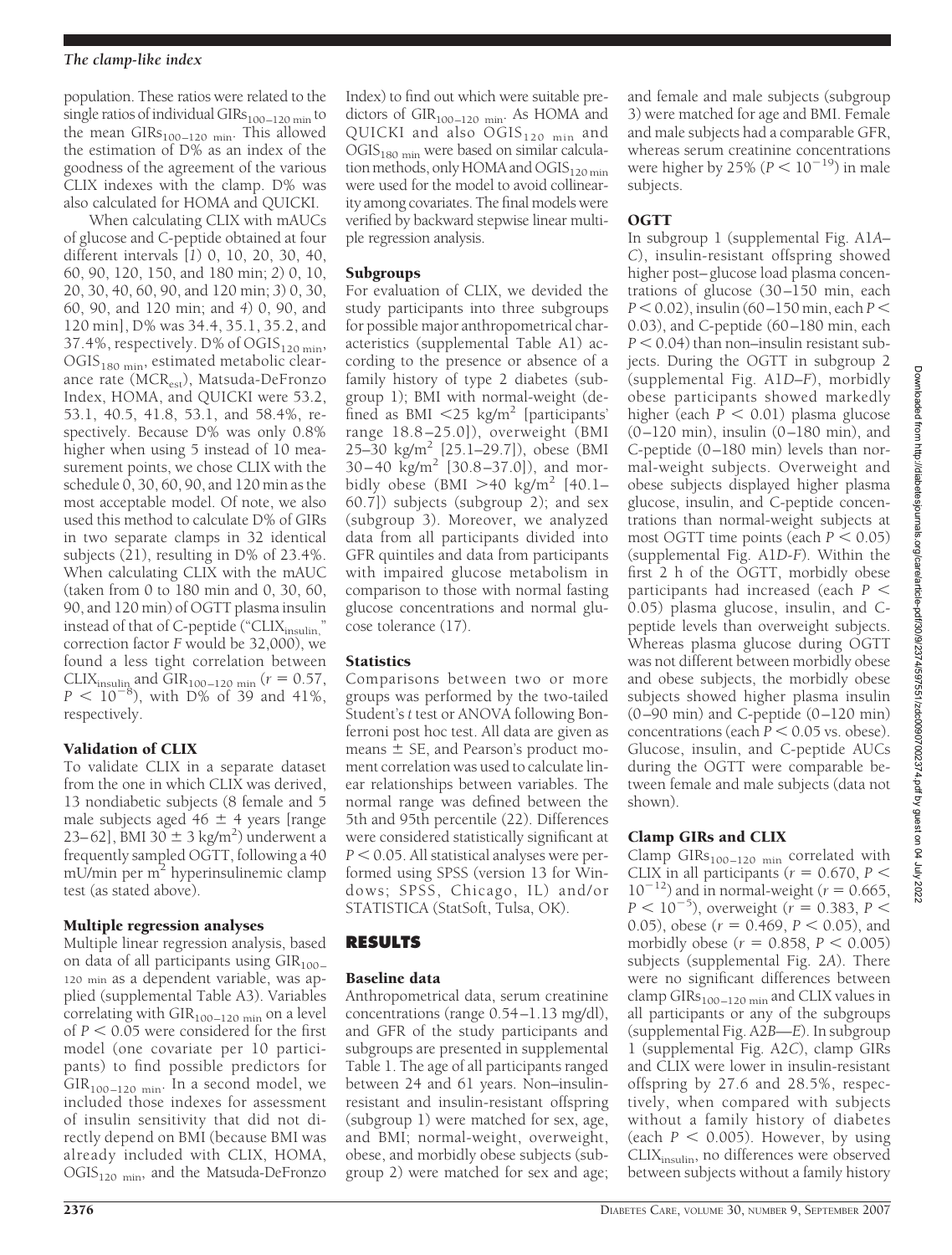population. These ratios were related to the single ratios of individual $GIRs_{100-120\ min}$ to the mean $GIRs_{100-120\ min}$. This allowed the estimation of D% as an index of the goodness of the agreement of the various CLIX indexes with the clamp. D% was also calculated for HOMA and QUICKI.

When calculating CLIX with mAUCs of glucose and C-peptide obtained at four different intervals [*1*) 0, 10, 20, 30, 40, 60, 90, 120, 150, and 180 min; *2*) 0, 10, 20, 30, 40, 60, 90, and 120 min; *3*) 0, 30, 60, 90, and 120 min; and *4*) 0, 90, and 120 min], D% was 34.4, 35.1, 35.2, and 37.4%, respectively. D% of $OGIS_{120\ min}$, $OGIS_{180\ min}$, estimated metabolic clearance rate ($MCR_{est}$), Matsuda-DeFronzo Index, HOMA, and QUICKI were 53.2, 53.1, 40.5, 41.8, 53.1, and 58.4%, respectively. Because D% was only 0.8% higher when using 5 instead of 10 measurement points, we chose CLIX with the schedule 0, 30, 60, 90, and 120 min as the most acceptable model. Of note, we also used this method to calculate D% of GIRs in two separate clamps in 32 identical subjects (21), resulting in D% of 23.4%. When calculating CLIX with the mAUC (taken from 0 to 180 min and 0, 30, 60, 90, and 120 min) of OGTT plasma insulin instead of that of C-peptide ("$CLIX_{insulin}$," correction factor *F* would be 32,000), we found a less tight correlation between $CLIX_{insulin}$ and $GIR_{100-120\ min}$ ($r = 0.57$, $P < 10^{-8}$), with D% of 39 and 41%, respectively.

### Validation of CLIX

To validate CLIX in a separate dataset from the one in which CLIX was derived, 13 nondiabetic subjects (8 female and 5 male subjects aged $46 \pm 4$ years [range 23–62], BMI $30 \pm 3$ kg/m$^2$) underwent a frequently sampled OGTT, following a 40 mU/min per m$^2$ hyperinsulinemic clamp test (as stated above).

### Multiple regression analyses

Multiple linear regression analysis, based on data of all participants using $GIR_{100-120\ min}$ as a dependent variable, was applied (supplemental Table A3). Variables correlating with $GIR_{100-120\ min}$ on a level of $P < 0.05$ were considered for the first model (one covariate per 10 participants) to find possible predictors for $GIR_{100-120\ min}$. In a second model, we included those indexes for assessment of insulin sensitivity that did not directly depend on BMI (because BMI was already included with CLIX, HOMA, $OGIS_{120\ min}$, and the Matsuda-DeFronzo Index) to find out which were suitable predictors of $GIR_{100-120\ min}$. As HOMA and QUICKI and also $OGIS_{120\ min}$ and $OGIS_{180\ min}$ were based on similar calculation methods, only HOMA and $OGIS_{120\ min}$ were used for the model to avoid collinearity among covariates. The final models were verified by backward stepwise linear multiple regression analysis.

### Subgroups

For evaluation of CLIX, we devided the study participants into three subgroups for possible major anthropometrical characteristics (supplemental Table A1) according to the presence or absence of a family history of type 2 diabetes (subgroup 1); BMI with normal-weight (defined as BMI <25 kg/m$^2$ [participants' range 18.8–25.0]), overweight (BMI 25–30 kg/m$^2$ [25.1–29.7]), obese (BMI 30–40 kg/m$^2$ [30.8–37.0]), and morbidly obese (BMI >40 kg/m$^2$ [40.1–60.7]) subjects (subgroup 2); and sex (subgroup 3). Moreover, we analyzed data from all participants divided into GFR quintiles and data from participants with impaired glucose metabolism in comparison to those with normal fasting glucose concentrations and normal glucose tolerance (17).

### Statistics

Comparisons between two or more groups was performed by the two-tailed Student's *t* test or ANOVA following Bonferroni post hoc test. All data are given as means ± SE, and Pearson's product moment correlation was used to calculate linear relationships between variables. The normal range was defined between the 5th and 95th percentile (22). Differences were considered statistically significant at $P < 0.05$. All statistical analyses were performed using SPSS (version 13 for Windows; SPSS, Chicago, IL) and/or STATISTICA (StatSoft, Tulsa, OK).

## RESULTS

### Baseline data

Anthropometrical data, serum creatinine concentrations (range 0.54–1.13 mg/dl), and GFR of the study participants and subgroups are presented in supplemental Table 1. The age of all participants ranged between 24 and 61 years. Non–insulin-resistant and insulin-resistant offspring (subgroup 1) were matched for sex, age, and BMI; normal-weight, overweight, obese, and morbidly obese subjects (subgroup 2) were matched for sex and age; and female and male subjects (subgroup 3) were matched for age and BMI. Female and male subjects had a comparable GFR, whereas serum creatinine concentrations were higher by 25% ($P < 10^{-19}$) in male subjects.

### OGTT

In subgroup 1 (supplemental Fig. A1*A*–*C*), insulin-resistant offspring showed higher post–glucose load plasma concentrations of glucose (30–150 min, each $P < 0.02$), insulin (60–150 min, each $P < 0.03$), and C-peptide (60–180 min, each $P < 0.04$) than non–insulin resistant subjects. During the OGTT in subgroup 2 (supplemental Fig. A1*D*–*F*), morbidly obese participants showed markedly higher (each $P < 0.01$) plasma glucose (0–120 min), insulin (0–180 min), and C-peptide (0–180 min) levels than normal-weight subjects. Overweight and obese subjects displayed higher plasma glucose, insulin, and C-peptide concentrations than normal-weight subjects at most OGTT time points (each $P < 0.05$) (supplemental Fig. A1*D*-*F*). Within the first 2 h of the OGTT, morbidly obese participants had increased (each $P < 0.05$) plasma glucose, insulin, and C-peptide levels than overweight subjects. Whereas plasma glucose during OGTT was not different between morbidly obese and obese subjects, the morbidly obese subjects showed higher plasma insulin (0–90 min) and C-peptide (0–120 min) concentrations (each $P < 0.05$ vs. obese). Glucose, insulin, and C-peptide AUCs during the OGTT were comparable between female and male subjects (data not shown).

### Clamp GIRs and CLIX

Clamp $GIRs_{100-120\ min}$ correlated with CLIX in all participants ($r = 0.670$, $P < 10^{-12}$) and in normal-weight ($r = 0.665$, $P < 10^{-5}$), overweight ($r = 0.383$, $P < 0.05$), obese ($r = 0.469$, $P < 0.05$), and morbidly obese ($r = 0.858$, $P < 0.005$) subjects (supplemental Fig. 2*A*). There were no significant differences between clamp $GIRs_{100-120\ min}$ and CLIX values in all participants or any of the subgroups (supplemental Fig. A2*B*—*E*). In subgroup 1 (supplemental Fig. A2*C*), clamp GIRs and CLIX were lower in insulin-resistant offspring by 27.6 and 28.5%, respectively, when compared with subjects without a family history of diabetes (each $P < 0.005$). However, by using $CLIX_{insulin}$, no differences were observed between subjects without a family history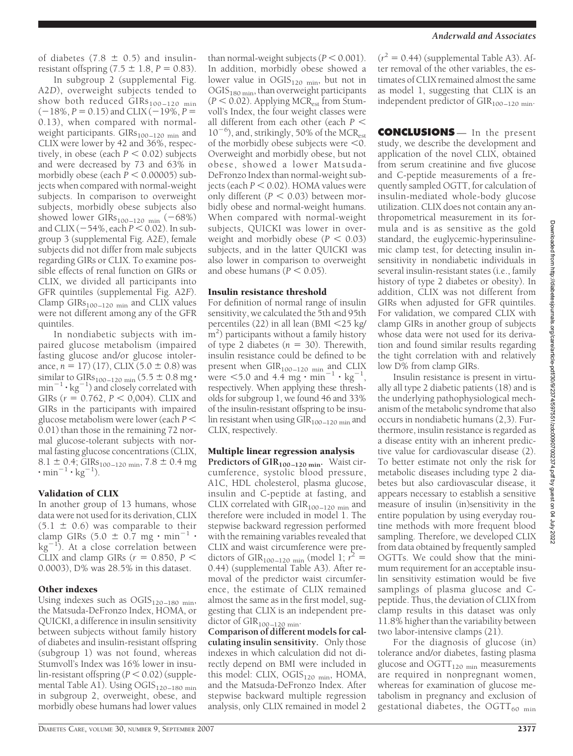of diabetes (7.8 ± 0.5) and insulin-resistant offspring (7.5 ± 1.8, $P = 0.83$).

In subgroup 2 (supplemental Fig. A2*D*), overweight subjects tended to show both reduced $GIRs_{100–120\ min}$ (−18%, $P = 0.15$) and CLIX (−19%, $P = 0.13$), when compared with normal-weight participants. $GIRs_{100–120\ min}$ and CLIX were lower by 42 and 36%, respectively, in obese (each $P < 0.02$) subjects and were decreased by 73 and 63% in morbidly obese (each $P < 0.00005$) subjects when compared with normal-weight subjects. In comparison to overweight subjects, morbidly obese subjects also showed lower $GIRs_{100–120\ min}$ (−68%) and CLIX (−54%, each $P < 0.02$). In subgroup 3 (supplemental Fig. A2*E*), female subjects did not differ from male subjects regarding GIRs or CLIX. To examine possible effects of renal function on GIRs or CLIX, we divided all participants into GFR quintiles (supplemental Fig. A2*F*). Clamp $GIRs_{100–120\ min}$ and CLIX values were not different among any of the GFR quintiles.

In nondiabetic subjects with impaired glucose metabolism (impaired fasting glucose and/or glucose intolerance, $n = 17$) (17), CLIX (5.0 ± 0.8) was similar to $GIRs_{100–120\ min}$ (5.5 ± 0.8 mg · $min^{-1}$ · $kg^{-1}$) and closely correlated with GIRs ($r = 0.762$, $P < 0{,}004$). CLIX and GIRs in the participants with impaired glucose metabolism were lower (each $P < 0.01$) than those in the remaining 72 normal glucose-tolerant subjects with normal fasting glucose concentrations (CLIX, 8.1 ± 0.4; $GIRs_{100–120\ min}$, 7.8 ± 0.4 mg · $min^{-1}$ · $kg^{-1}$).

### Validation of CLIX

In another group of 13 humans, whose data were not used for its derivation, CLIX (5.1 ± 0.6) was comparable to their clamp GIRs (5.0 ± 0.7 mg · $min^{-1}$ · $kg^{-1}$). At a close correlation between CLIX and clamp GIRs ($r = 0.850$, $P < 0.0003$), D% was 28.5% in this dataset.

### Other indexes

Using indexes such as $OGIS_{120–180\ min}$, the Matsuda-DeFronzo Index, HOMA, or QUICKI, a difference in insulin sensitivity between subjects without family history of diabetes and insulin-resistant offspring (subgroup 1) was not found, whereas Stumvoll's Index was 16% lower in insulin-resistant offspring ($P < 0.02$) (supplemental Table A1). Using $OGIS_{120–180\ min}$ in subgroup 2, overweight, obese, and morbidly obese humans had lower values than normal-weight subjects ($P < 0.001$). In addition, morbidly obese showed a lower value in $OGIS_{120\ min}$, but not in $OGIS_{180\ min}$, than overweight participants ($P < 0.02$). Applying $MCR_{est}$ from Stumvoll's Index, the four weight classes were all different from each other (each $P < 10^{-6}$), and, strikingly, 50% of the $MCR_{est}$ of the morbidly obese subjects were <0. Overweight and morbidly obese, but not obese, showed a lower Matsuda-DeFronzo Index than normal-weight subjects (each $P < 0.02$). HOMA values were only different ($P < 0.03$) between morbidly obese and normal-weight humans. When compared with normal-weight subjects, QUICKI was lower in overweight and morbidly obese ($P < 0.03$) subjects, and in the latter QUICKI was also lower in comparison to overweight and obese humans ($P < 0.05$).

### Insulin resistance threshold

For definition of normal range of insulin sensitivity, we calculated the 5th and 95th percentiles (22) in all lean (BMI <25 kg/$m^2$) participants without a family history of type 2 diabetes ($n = 30$). Therewith, insulin resistance could be defined to be present when $GIR_{100–120\ min}$ and CLIX were <5.0 and 4.4 mg · $min^{-1}$ · $kg^{-1}$, respectively. When applying these thresholds for subgroup 1, we found 46 and 33% of the insulin-resistant offspring to be insulin resistant when using $GIR_{100–120\ min}$ and CLIX, respectively.

### Multiple linear regression analysis

**Predictors of $GIR_{100–120\ min}$.** Waist circumference, systolic blood pressure, A1C, HDL cholesterol, plasma glucose, insulin and C-peptide at fasting, and CLIX correlated with $GIR_{100–120\ min}$ and therefore were included in model 1. The stepwise backward regression performed with the remaining variables revealed that CLIX and waist circumference were predictors of $GIR_{100–120\ min}$ (model 1; $r^2 = 0.44$) (supplemental Table A3). After removal of the predictor waist circumference, the estimate of CLIX remained almost the same as in the first model, suggesting that CLIX is an independent predictor of $GIR_{100–120\ min}$.

**Comparison of different models for calculating insulin sensitivity.** Only those indexes in which calculation did not directly depend on BMI were included in this model: CLIX, $OGIS_{120\ min}$, HOMA, and the Matsuda-DeFronzo Index. After stepwise backward multiple regression analysis, only CLIX remained in model 2 ($r^2 = 0.44$) (supplemental Table A3). After removal of the other variables, the estimates of CLIX remained almost the same as model 1, suggesting that CLIX is an independent predictor of $GIR_{100–120\ min}$.

## CONCLUSIONS

In the present study, we describe the development and application of the novel CLIX, obtained from serum creatinine and five glucose and C-peptide measurements of a frequently sampled OGTT, for calculation of insulin-mediated whole-body glucose utilization. CLIX does not contain any anthropometrical measurement in its formula and is as sensitive as the gold standard, the euglycemic-hyperinsulinemic clamp test, for detecting insulin insensitivity in nondiabetic individuals in several insulin-resistant states (i.e., family history of type 2 diabetes or obesity). In addition, CLIX was not different from GIRs when adjusted for GFR quintiles. For validation, we compared CLIX with clamp GIRs in another group of subjects whose data were not used for its derivation and found similar results regarding the tight correlation with and relatively low D% from clamp GIRs.

Insulin resistance is present in virtually all type 2 diabetic patients (18) and is the underlying pathophysiological mechanism of the metabolic syndrome that also occurs in nondiabetic humans (2,3). Furthermore, insulin resistance is regarded as a disease entity with an inherent predictive value for cardiovascular disease (2). To better estimate not only the risk for metabolic diseases including type 2 diabetes but also cardiovascular disease, it appears necessary to establish a sensitive measure of insulin (in)sensitivity in the entire population by using everyday routine methods with more frequent blood sampling. Therefore, we developed CLIX from data obtained by frequently sampled OGTTs. We could show that the minimum requirement for an acceptable insulin sensitivity estimation would be five samplings of plasma glucose and C-peptide. Thus, the deviation of CLIX from clamp results in this dataset was only 11.8% higher than the variability between two labor-intensive clamps (21).

For the diagnosis of glucose (in)tolerance and/or diabetes, fasting plasma glucose and $OGTT_{120\ min}$ measurements are required in nonpregnant women, whereas for examination of glucose metabolism in pregnancy and exclusion of gestational diabetes, the $OGTT_{60\ min}$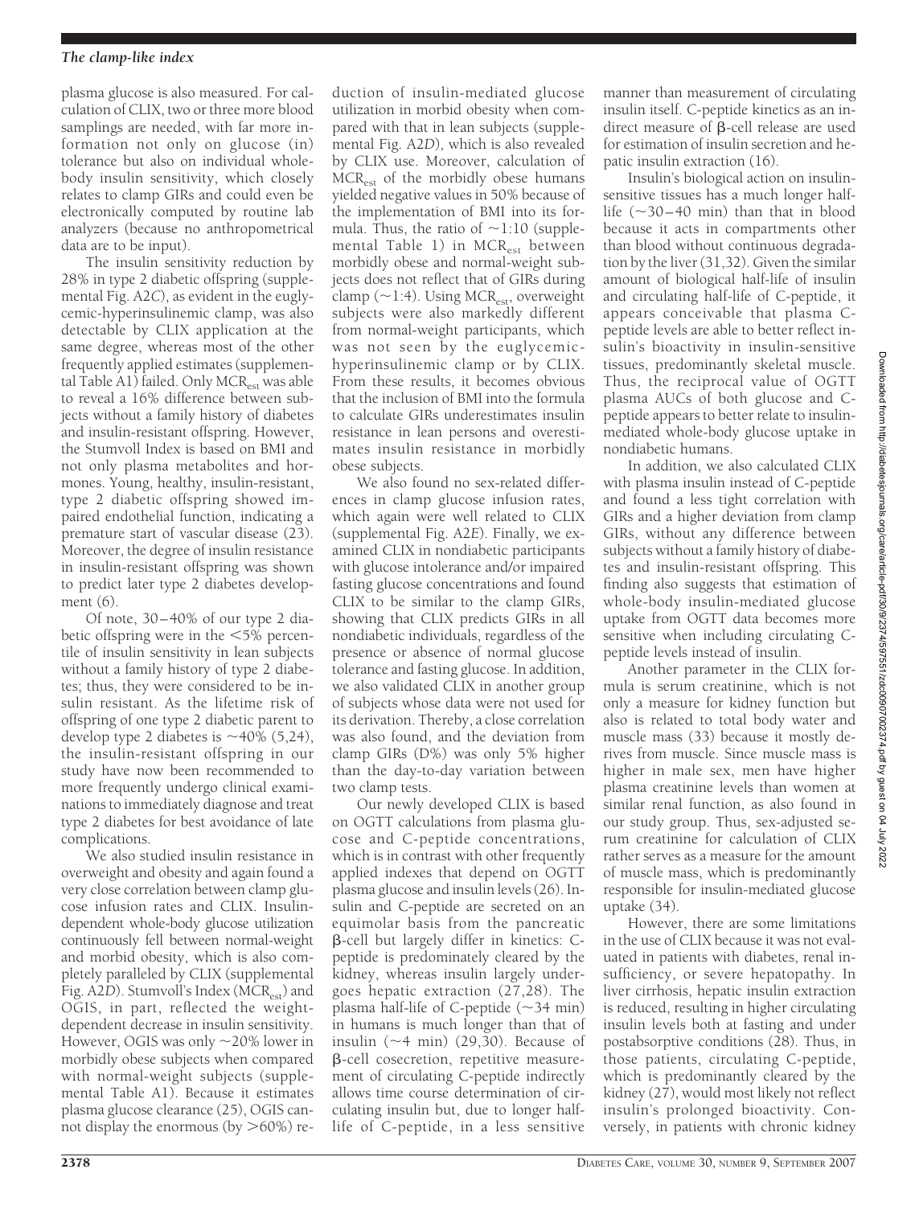plasma glucose is also measured. For calculation of CLIX, two or three more blood samplings are needed, with far more information not only on glucose (in) tolerance but also on individual whole-body insulin sensitivity, which closely relates to clamp GIRs and could even be electronically computed by routine lab analyzers (because no anthropometrical data are to be input).

The insulin sensitivity reduction by 28% in type 2 diabetic offspring (supplemental Fig. A2*C*), as evident in the euglycemic-hyperinsulinemic clamp, was also detectable by CLIX application at the same degree, whereas most of the other frequently applied estimates (supplemental Table A1) failed. Only $MCR_{est}$ was able to reveal a 16% difference between subjects without a family history of diabetes and insulin-resistant offspring. However, the Stumvoll Index is based on BMI and not only plasma metabolites and hormones. Young, healthy, insulin-resistant, type 2 diabetic offspring showed impaired endothelial function, indicating a premature start of vascular disease (23). Moreover, the degree of insulin resistance in insulin-resistant offspring was shown to predict later type 2 diabetes development (6).

Of note, 30–40% of our type 2 diabetic offspring were in the <5% percentile of insulin sensitivity in lean subjects without a family history of type 2 diabetes; thus, they were considered to be insulin resistant. As the lifetime risk of offspring of one type 2 diabetic parent to develop type 2 diabetes is ~40% (5,24), the insulin-resistant offspring in our study have now been recommended to more frequently undergo clinical examinations to immediately diagnose and treat type 2 diabetes for best avoidance of late complications.

We also studied insulin resistance in overweight and obesity and again found a very close correlation between clamp glucose infusion rates and CLIX. Insulin-dependent whole-body glucose utilization continuously fell between normal-weight and morbid obesity, which is also completely paralleled by CLIX (supplemental Fig. A2*D*). Stumvoll's Index ($MCR_{est}$) and OGIS, in part, reflected the weight-dependent decrease in insulin sensitivity. However, OGIS was only ~20% lower in morbidly obese subjects when compared with normal-weight subjects (supplemental Table A1). Because it estimates plasma glucose clearance (25), OGIS cannot display the enormous (by >60%) reduction of insulin-mediated glucose utilization in morbid obesity when compared with that in lean subjects (supplemental Fig. A2*D*), which is also revealed by CLIX use. Moreover, calculation of $MCR_{est}$ of the morbidly obese humans yielded negative values in 50% because of the implementation of BMI into its formula. Thus, the ratio of ~1:10 (supplemental Table 1) in $MCR_{est}$ between morbidly obese and normal-weight subjects does not reflect that of GIRs during clamp (~1:4). Using $MCR_{est}$, overweight subjects were also markedly different from normal-weight participants, which was not seen by the euglycemic-hyperinsulinemic clamp or by CLIX. From these results, it becomes obvious that the inclusion of BMI into the formula to calculate GIRs underestimates insulin resistance in lean persons and overestimates insulin resistance in morbidly obese subjects.

We also found no sex-related differences in clamp glucose infusion rates, which again were well related to CLIX (supplemental Fig. A2*E*). Finally, we examined CLIX in nondiabetic participants with glucose intolerance and/or impaired fasting glucose concentrations and found CLIX to be similar to the clamp GIRs, showing that CLIX predicts GIRs in all nondiabetic individuals, regardless of the presence or absence of normal glucose tolerance and fasting glucose. In addition, we also validated CLIX in another group of subjects whose data were not used for its derivation. Thereby, a close correlation was also found, and the deviation from clamp GIRs (D%) was only 5% higher than the day-to-day variation between two clamp tests.

Our newly developed CLIX is based on OGTT calculations from plasma glucose and C-peptide concentrations, which is in contrast with other frequently applied indexes that depend on OGTT plasma glucose and insulin levels (26). Insulin and C-peptide are secreted on an equimolar basis from the pancreatic β-cell but largely differ in kinetics: C-peptide is predominately cleared by the kidney, whereas insulin largely undergoes hepatic extraction (27,28). The plasma half-life of C-peptide (~34 min) in humans is much longer than that of insulin (~4 min) (29,30). Because of β-cell cosecretion, repetitive measurement of circulating C-peptide indirectly allows time course determination of circulating insulin but, due to longer half-life of C-peptide, in a less sensitive manner than measurement of circulating insulin itself. C-peptide kinetics as an indirect measure of β-cell release are used for estimation of insulin secretion and hepatic insulin extraction (16).

Insulin's biological action on insulin-sensitive tissues has a much longer half-life (~30–40 min) than that in blood because it acts in compartments other than blood without continuous degradation by the liver (31,32). Given the similar amount of biological half-life of insulin and circulating half-life of C-peptide, it appears conceivable that plasma C-peptide levels are able to better reflect insulin's bioactivity in insulin-sensitive tissues, predominantly skeletal muscle. Thus, the reciprocal value of OGTT plasma AUCs of both glucose and C-peptide appears to better relate to insulin-mediated whole-body glucose uptake in nondiabetic humans.

In addition, we also calculated CLIX with plasma insulin instead of C-peptide and found a less tight correlation with GIRs and a higher deviation from clamp GIRs, without any difference between subjects without a family history of diabetes and insulin-resistant offspring. This finding also suggests that estimation of whole-body insulin-mediated glucose uptake from OGTT data becomes more sensitive when including circulating C-peptide levels instead of insulin.

Another parameter in the CLIX formula is serum creatinine, which is not only a measure for kidney function but also is related to total body water and muscle mass (33) because it mostly derives from muscle. Since muscle mass is higher in male sex, men have higher plasma creatinine levels than women at similar renal function, as also found in our study group. Thus, sex-adjusted serum creatinine for calculation of CLIX rather serves as a measure for the amount of muscle mass, which is predominantly responsible for insulin-mediated glucose uptake (34).

However, there are some limitations in the use of CLIX because it was not evaluated in patients with diabetes, renal insufficiency, or severe hepatopathy. In liver cirrhosis, hepatic insulin extraction is reduced, resulting in higher circulating insulin levels both at fasting and under postabsorptive conditions (28). Thus, in those patients, circulating C-peptide, which is predominantly cleared by the kidney (27), would most likely not reflect insulin's prolonged bioactivity. Conversely, in patients with chronic kidney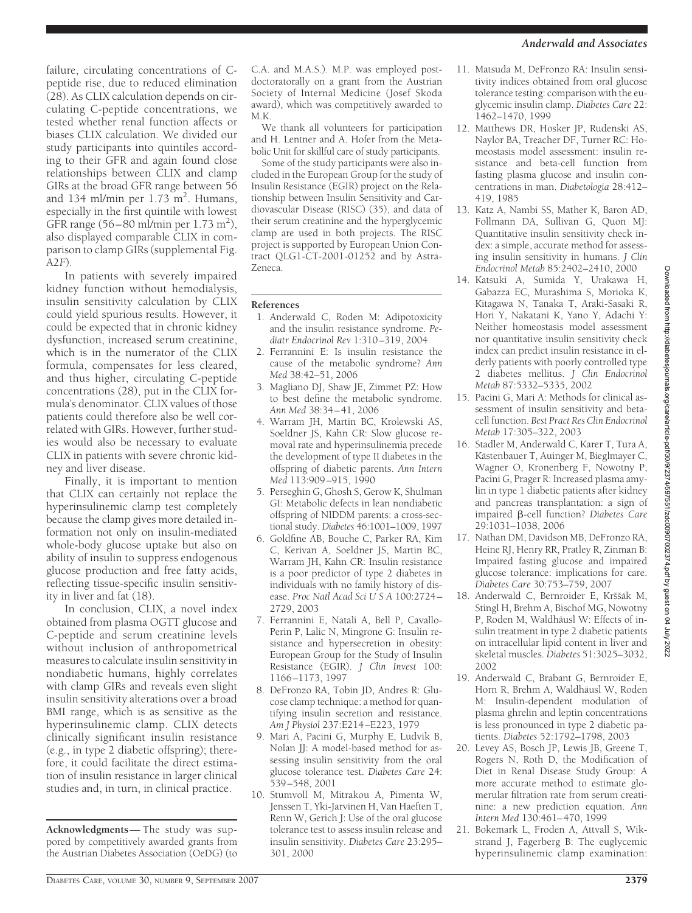failure, circulating concentrations of C-peptide rise, due to reduced elimination (28). As CLIX calculation depends on circulating C-peptide concentrations, we tested whether renal function affects or biases CLIX calculation. We divided our study participants into quintiles according to their GFR and again found close relationships between CLIX and clamp GIRs at the broad GFR range between 56 and 134 ml/min per 1.73 $m^2$. Humans, especially in the first quintile with lowest GFR range (56–80 ml/min per 1.73 $m^2$), also displayed comparable CLIX in comparison to clamp GIRs (supplemental Fig. A2*F*).

In patients with severely impaired kidney function without hemodialysis, insulin sensitivity calculation by CLIX could yield spurious results. However, it could be expected that in chronic kidney dysfunction, increased serum creatinine, which is in the numerator of the CLIX formula, compensates for less cleared, and thus higher, circulating C-peptide concentrations (28), put in the CLIX formula's denominator. CLIX values of those patients could therefore also be well correlated with GIRs. However, further studies would also be necessary to evaluate CLIX in patients with severe chronic kidney and liver disease.

Finally, it is important to mention that CLIX can certainly not replace the hyperinsulinemic clamp test completely because the clamp gives more detailed information not only on insulin-mediated whole-body glucose uptake but also on ability of insulin to suppress endogenous glucose production and free fatty acids, reflecting tissue-specific insulin sensitivity in liver and fat (18).

In conclusion, CLIX, a novel index obtained from plasma OGTT glucose and C-peptide and serum creatinine levels without inclusion of anthropometrical measures to calculate insulin sensitivity in nondiabetic humans, highly correlates with clamp GIRs and reveals even slight insulin sensitivity alterations over a broad BMI range, which is as sensitive as the hyperinsulinemic clamp. CLIX detects clinically significant insulin resistance (e.g., in type 2 diabetic offspring); therefore, it could facilitate the direct estimation of insulin resistance in larger clinical studies and, in turn, in clinical practice.

**Acknowledgments**— The study was suppored by competitively awarded grants from the Austrian Diabetes Association (OeDG) (to C.A. and M.A.S.). M.P. was employed postdoctoratorally on a grant from the Austrian Society of Internal Medicine (Josef Skoda award), which was competitively awarded to M.K.

We thank all volunteers for participation and H. Lentner and A. Hofer from the Metabolic Unit for skillful care of study participants.

Some of the study participants were also included in the European Group for the study of Insulin Resistance (EGIR) project on the Relationship between Insulin Sensitivity and Cardiovascular Disease (RISC) (35), and data of their serum creatinine and the hyperglycemic clamp are used in both projects. The RISC project is supported by European Union Contract QLG1-CT-2001-01252 and by AstraZeneca.

## References

1. Anderwald C, Roden M: Adipotoxicity and the insulin resistance syndrome. *Pediatr Endocrinol Rev* 1:310–319, 2004
2. Ferrannini E: Is insulin resistance the cause of the metabolic syndrome? *Ann Med* 38:42–51, 2006
3. Magliano DJ, Shaw JE, Zimmet PZ: How to best define the metabolic syndrome. *Ann Med* 38:34–41, 2006
4. Warram JH, Martin BC, Krolewski AS, Soeldner JS, Kahn CR: Slow glucose removal rate and hyperinsulinemia precede the development of type II diabetes in the offspring of diabetic parents. *Ann Intern Med* 113:909–915, 1990
5. Perseghin G, Ghosh S, Gerow K, Shulman GI: Metabolic defects in lean nondiabetic offspring of NIDDM parents: a cross-sectional study. *Diabetes* 46:1001–1009, 1997
6. Goldfine AB, Bouche C, Parker RA, Kim C, Kerivan A, Soeldner JS, Martin BC, Warram JH, Kahn CR: Insulin resistance is a poor predictor of type 2 diabetes in individuals with no family history of disease. *Proc Natl Acad Sci U S A* 100:2724–2729, 2003
7. Ferrannini E, Natali A, Bell P, Cavallo-Perin P, Lalic N, Mingrone G: Insulin resistance and hypersecretion in obesity: European Group for the Study of Insulin Resistance (EGIR). *J Clin Invest* 100: 1166–1173, 1997
8. DeFronzo RA, Tobin JD, Andres R: Glucose clamp technique: a method for quantifying insulin secretion and resistance. *Am J Physiol* 237:E214–E223, 1979
9. Mari A, Pacini G, Murphy E, Ludvik B, Nolan JJ: A model-based method for assessing insulin sensitivity from the oral glucose tolerance test. *Diabetes Care* 24: 539–548, 2001
10. Stumvoll M, Mitrakou A, Pimenta W, Jenssen T, Yki-Jarvinen H, Van Haeften T, Renn W, Gerich J: Use of the oral glucose tolerance test to assess insulin release and insulin sensitivity. *Diabetes Care* 23:295–301, 2000
11. Matsuda M, DeFronzo RA: Insulin sensitivity indices obtained from oral glucose tolerance testing: comparison with the euglycemic insulin clamp. *Diabetes Care* 22: 1462–1470, 1999
12. Matthews DR, Hosker JP, Rudenski AS, Naylor BA, Treacher DF, Turner RC: Homeostasis model assessment: insulin resistance and beta-cell function from fasting plasma glucose and insulin concentrations in man. *Diabetologia* 28:412–419, 1985
13. Katz A, Nambi SS, Mather K, Baron AD, Follmann DA, Sullivan G, Quon MJ: Quantitative insulin sensitivity check index: a simple, accurate method for assessing insulin sensitivity in humans. *J Clin Endocrinol Metab* 85:2402–2410, 2000
14. Katsuki A, Sumida Y, Urakawa H, Gabazza EC, Murashima S, Morioka K, Kitagawa N, Tanaka T, Araki-Sasaki R, Hori Y, Nakatani K, Yano Y, Adachi Y: Neither homeostasis model assessment nor quantitative insulin sensitivity check index can predict insulin resistance in elderly patients with poorly controlled type 2 diabetes mellitus. *J Clin Endocrinol Metab* 87:5332–5335, 2002
15. Pacini G, Mari A: Methods for clinical assessment of insulin sensitivity and beta-cell function. *Best Pract Res Clin Endocrinol Metab* 17:305–322, 2003
16. Stadler M, Anderwald C, Karer T, Tura A, Kästenbauer T, Auinger M, Bieglmayer C, Wagner O, Kronenberg F, Nowotny P, Pacini G, Prager R: Increased plasma amylin in type 1 diabetic patients after kidney and pancreas transplantation: a sign of impaired β-cell function? *Diabetes Care* 29:1031–1038, 2006
17. Nathan DM, Davidson MB, DeFronzo RA, Heine RJ, Henry RR, Pratley R, Zinman B: Impaired fasting glucose and impaired glucose tolerance: implications for care. *Diabetes Care* 30:753–759, 2007
18. Anderwald C, Bernroider E, Krššák M, Stingl H, Brehm A, Bischof MG, Nowotny P, Roden M, Waldhäusl W: Effects of insulin treatment in type 2 diabetic patients on intracellular lipid content in liver and skeletal muscles. *Diabetes* 51:3025–3032, 2002
19. Anderwald C, Brabant G, Bernroider E, Horn R, Brehm A, Waldhäusl W, Roden M: Insulin-dependent modulation of plasma ghrelin and leptin concentrations is less pronounced in type 2 diabetic patients. *Diabetes* 52:1792–1798, 2003
20. Levey AS, Bosch JP, Lewis JB, Greene T, Rogers N, Roth D, the Modification of Diet in Renal Disease Study Group: A more accurate method to estimate glomerular filtration rate from serum creatinine: a new prediction equation. *Ann Intern Med* 130:461–470, 1999
21. Bokemark L, Froden A, Attvall S, Wikstrand J, Fagerberg B: The euglycemic hyperinsulinemic clamp examination: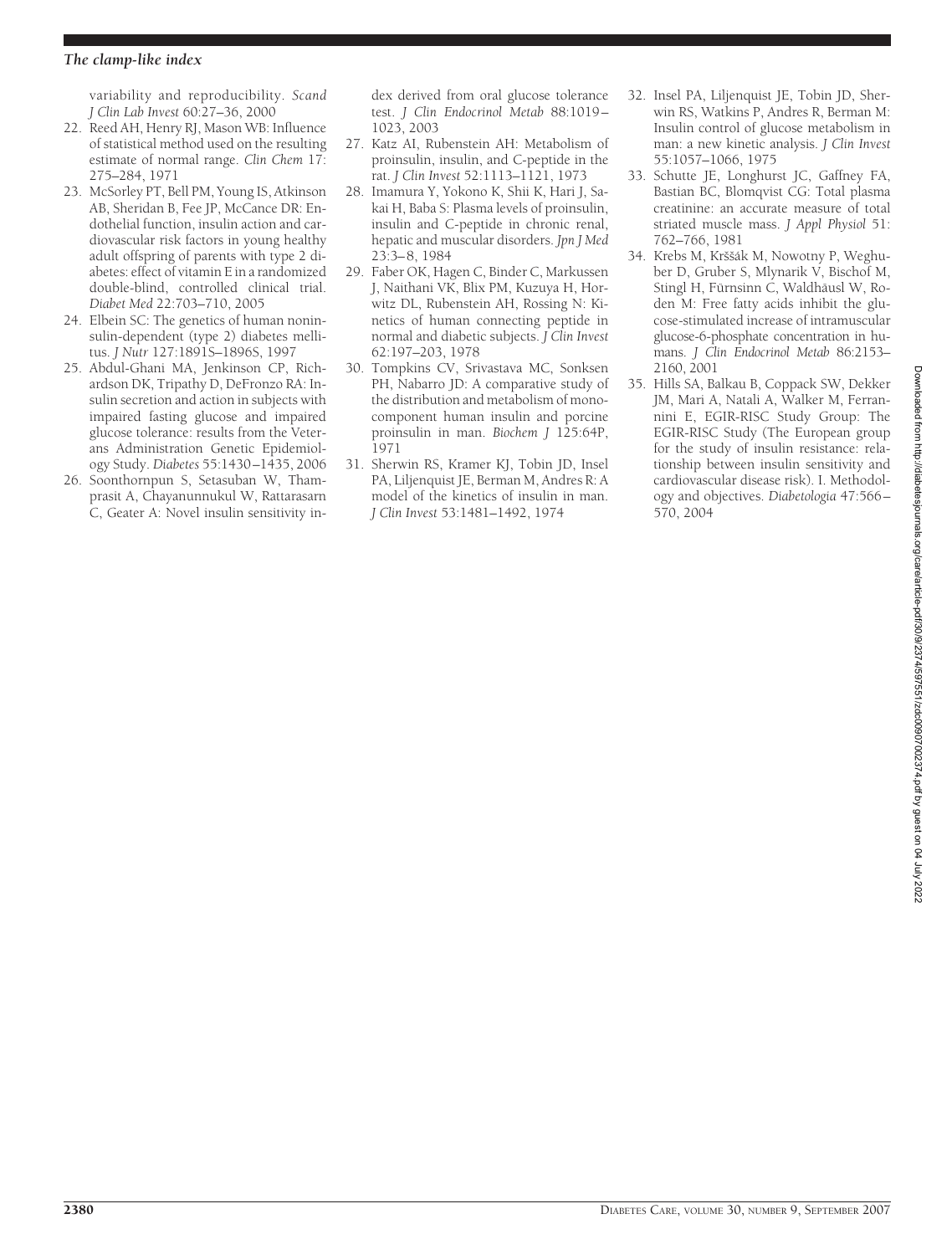variability and reproducibility. *Scand J Clin Lab Invest* 60:27–36, 2000

22. Reed AH, Henry RJ, Mason WB: Influence of statistical method used on the resulting estimate of normal range. *Clin Chem* 17: 275–284, 1971
23. McSorley PT, Bell PM, Young IS, Atkinson AB, Sheridan B, Fee JP, McCance DR: Endothelial function, insulin action and cardiovascular risk factors in young healthy adult offspring of parents with type 2 diabetes: effect of vitamin E in a randomized double-blind, controlled clinical trial. *Diabet Med* 22:703–710, 2005
24. Elbein SC: The genetics of human noninsulin-dependent (type 2) diabetes mellitus. *J Nutr* 127:1891S–1896S, 1997
25. Abdul-Ghani MA, Jenkinson CP, Richardson DK, Tripathy D, DeFronzo RA: Insulin secretion and action in subjects with impaired fasting glucose and impaired glucose tolerance: results from the Veterans Administration Genetic Epidemiology Study. *Diabetes* 55:1430–1435, 2006
26. Soonthornpun S, Setasuban W, Thamprasit A, Chayanunnukul W, Rattarasarn C, Geater A: Novel insulin sensitivity index derived from oral glucose tolerance test. *J Clin Endocrinol Metab* 88:1019–1023, 2003
27. Katz AI, Rubenstein AH: Metabolism of proinsulin, insulin, and C-peptide in the rat. *J Clin Invest* 52:1113–1121, 1973
28. Imamura Y, Yokono K, Shii K, Hari J, Sakai H, Baba S: Plasma levels of proinsulin, insulin and C-peptide in chronic renal, hepatic and muscular disorders. *Jpn J Med* 23:3–8, 1984
29. Faber OK, Hagen C, Binder C, Markussen J, Naithani VK, Blix PM, Kuzuya H, Horwitz DL, Rubenstein AH, Rossing N: Kinetics of human connecting peptide in normal and diabetic subjects. *J Clin Invest* 62:197–203, 1978
30. Tompkins CV, Srivastava MC, Sonksen PH, Nabarro JD: A comparative study of the distribution and metabolism of monocomponent human insulin and porcine proinsulin in man. *Biochem J* 125:64P, 1971
31. Sherwin RS, Kramer KJ, Tobin JD, Insel PA, Liljenquist JE, Berman M, Andres R: A model of the kinetics of insulin in man. *J Clin Invest* 53:1481–1492, 1974
32. Insel PA, Liljenquist JE, Tobin JD, Sherwin RS, Watkins P, Andres R, Berman M: Insulin control of glucose metabolism in man: a new kinetic analysis. *J Clin Invest* 55:1057–1066, 1975
33. Schutte JE, Longhurst JC, Gaffney FA, Bastian BC, Blomqvist CG: Total plasma creatinine: an accurate measure of total striated muscle mass. *J Appl Physiol* 51: 762–766, 1981
34. Krebs M, Krššák M, Nowotny P, Weghuber D, Gruber S, Mlynarik V, Bischof M, Stingl H, Fürnsinn C, Waldhäusl W, Roden M: Free fatty acids inhibit the glucose-stimulated increase of intramuscular glucose-6-phosphate concentration in humans. *J Clin Endocrinol Metab* 86:2153–2160, 2001
35. Hills SA, Balkau B, Coppack SW, Dekker JM, Mari A, Natali A, Walker M, Ferrannini E, EGIR-RISC Study Group: The EGIR-RISC Study (The European group for the study of insulin resistance: relationship between insulin sensitivity and cardiovascular disease risk). I. Methodology and objectives. *Diabetologia* 47:566–570, 2004